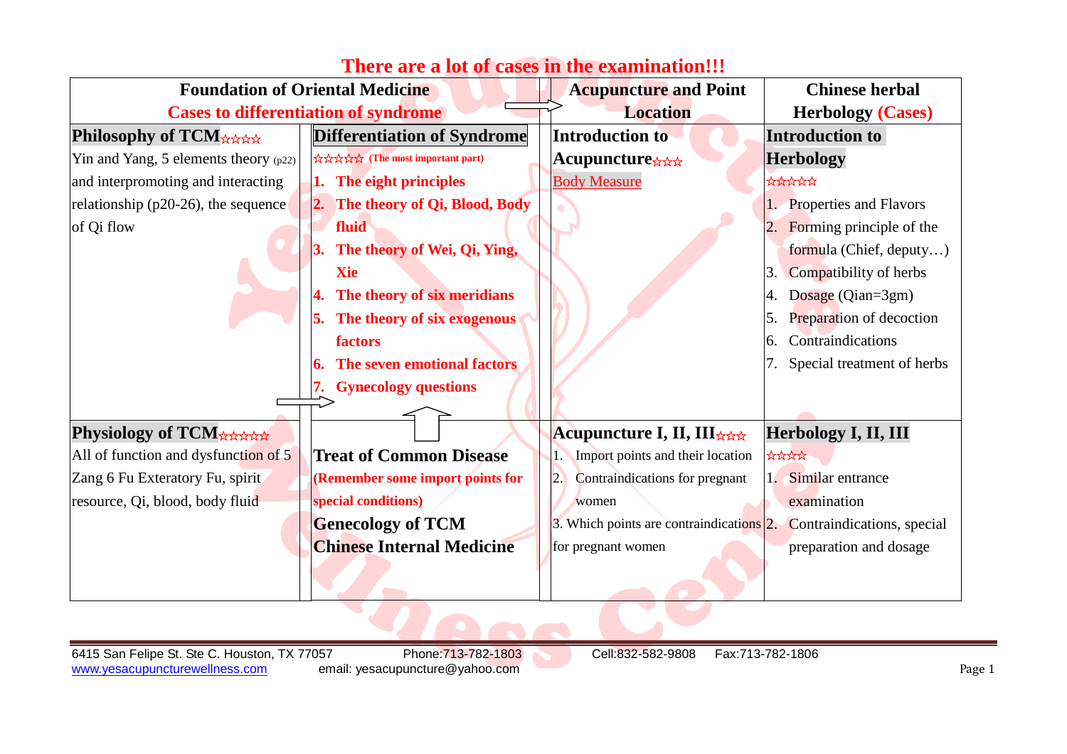# There are a lot of cases in the examination!!!

| Foundation of Oriental Medicine | | Acupuncture and Point Location | Chinese herbal Herbology (Cases) |
|---|---|---|---|
| Cases to differentiation of syndrome | | | |
| **Philosophy of TCM** ☆☆☆☆☆<br>Yin and Yang, 5 elements theory (p22) and interpromoting and interacting relationship (p20-26), the sequence of Qi flow | **Differentiation of Syndrome**<br>☆☆☆☆☆ (The most important part)<br>1. The eight principles<br>2. The theory of Qi, Blood, Body fluid<br>3. The theory of Wei, Qi, Ying, Xie<br>4. The theory of six meridians<br>5. The theory of six exogenous factors<br>6. The seven emotional factors<br>7. Gynecology questions | **Introduction to Acupuncture** ☆☆☆☆<br>Body Measure | **Introduction to Herbology**<br>☆☆☆☆☆<br>1. Properties and Flavors<br>2. Forming principle of the formula (Chief, deputy…)<br>3. Compatibility of herbs<br>4. Dosage (Qian=3gm)<br>5. Preparation of decoction<br>6. Contraindications<br>7. Special treatment of herbs |
| **Physiology of TCM** ☆☆☆☆☆☆<br>All of function and dysfunction of 5 Zang 6 Fu Exteratory Fu, spirit resource, Qi, blood, body fluid | **Treat of Common Disease**<br>(Remember some import points for special conditions)<br>**Genecology of TCM**<br>**Chinese Internal Medicine** | **Acupuncture I, II, III** ☆☆☆<br>1. Import points and their location<br>2. Contraindications for pregnant women<br>3. Which points are contraindications for pregnant women | **Herbology I, II, III**<br>☆☆☆☆<br>1. Similar entrance examination<br>2. Contraindications, special preparation and dosage |

6415 San Felipe St. Ste C. Houston, TX 77057 Phone:713-782-1803 Cell:832-582-9808 Fax:713-782-1806
www.yesacupuncturewellness.com email: yesacupuncture@yahoo.com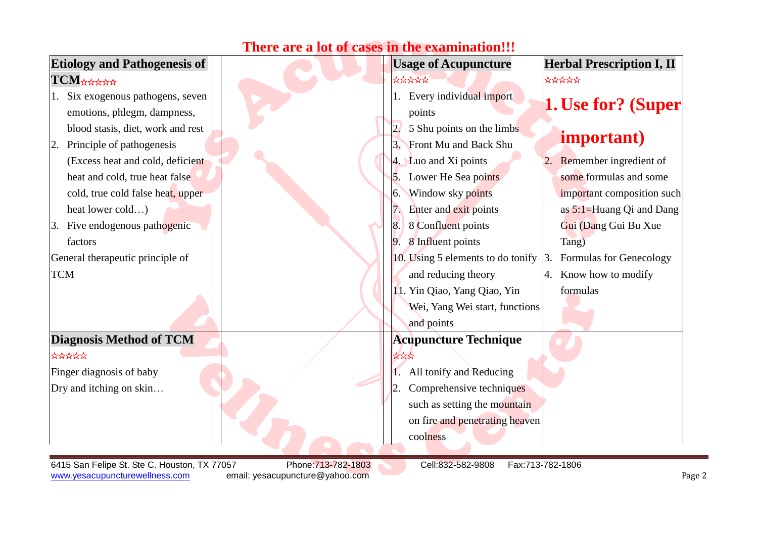**There are a lot of cases in the examination!!!**

## Etiology and Pathogenesis of TCM☆☆☆☆☆☆

1. Six exogenous pathogens, seven emotions, phlegm, dampness, blood stasis, diet, work and rest
2. Principle of pathogenesis (Excess heat and cold, deficient heat and cold, true heat false cold, true cold false heat, upper heat lower cold…)
3. Five endogenous pathogenic factors

General therapeutic principle of TCM

## Diagnosis Method of TCM

☆☆☆☆☆

Finger diagnosis of baby

Dry and itching on skin…

## Usage of Acupuncture

☆☆☆☆☆

1. Every individual import points
2. 5 Shu points on the limbs
3. Front Mu and Back Shu
4. Luo and Xi points
5. Lower He Sea points
6. Window sky points
7. Enter and exit points
8. 8 Confluent points
9. 8 Influent points
10. Using 5 elements to do tonify and reducing theory
11. Yin Qiao, Yang Qiao, Yin Wei, Yang Wei start, functions and points

## Acupuncture Technique

☆☆☆

1. All tonify and Reducing
2. Comprehensive techniques such as setting the mountain on fire and penetrating heaven coolness

## Herbal Prescription I, II

☆☆☆☆☆

1. **Use for? (Super important)**
2. Remember ingredient of some formulas and some important composition such as 5:1=Huang Qi and Dang Gui (Dang Gui Bu Xue Tang)
3. Formulas for Genecology
4. Know how to modify formulas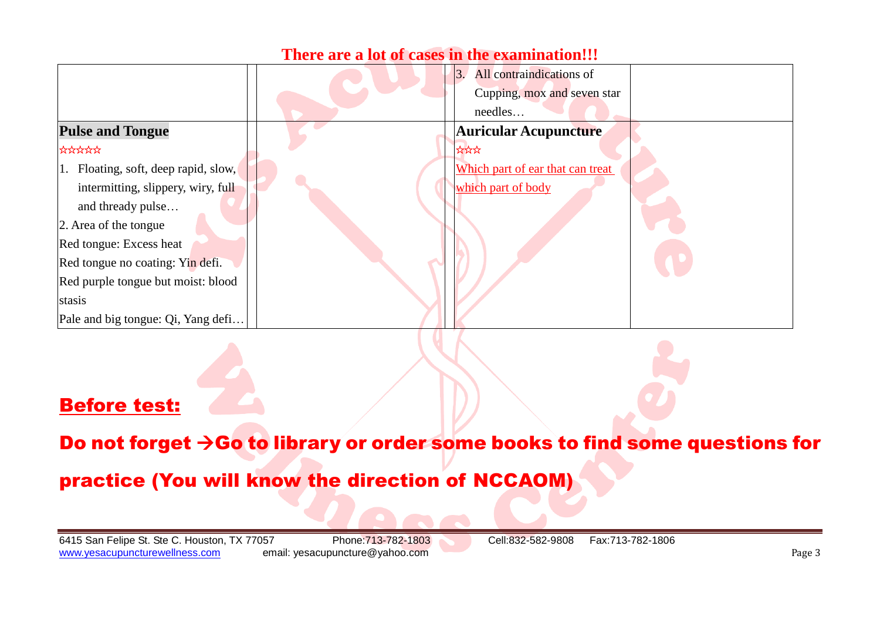**There are a lot of cases in the examination!!!**

| | | | | | |
|---|---|---|---|---|---|
| | | | | 3. All contraindications of Cupping, mox and seven star needles… | |
| **Pulse and Tongue**<br>☆☆☆☆☆<br>1. Floating, soft, deep rapid, slow, intermitting, slippery, wiry, full and thready pulse…<br>2. Area of the tongue<br>Red tongue: Excess heat<br>Red tongue no coating: Yin defi.<br>Red purple tongue but moist: blood stasis<br>Pale and big tongue: Qi, Yang defi… | | | | **Auricular Acupuncture**<br>☆☆☆<br>Which part of ear that can treat which part of body | |

## Before test:

## Do not forget →Go to library or order some books to find some questions for practice (You will know the direction of NCCAOM)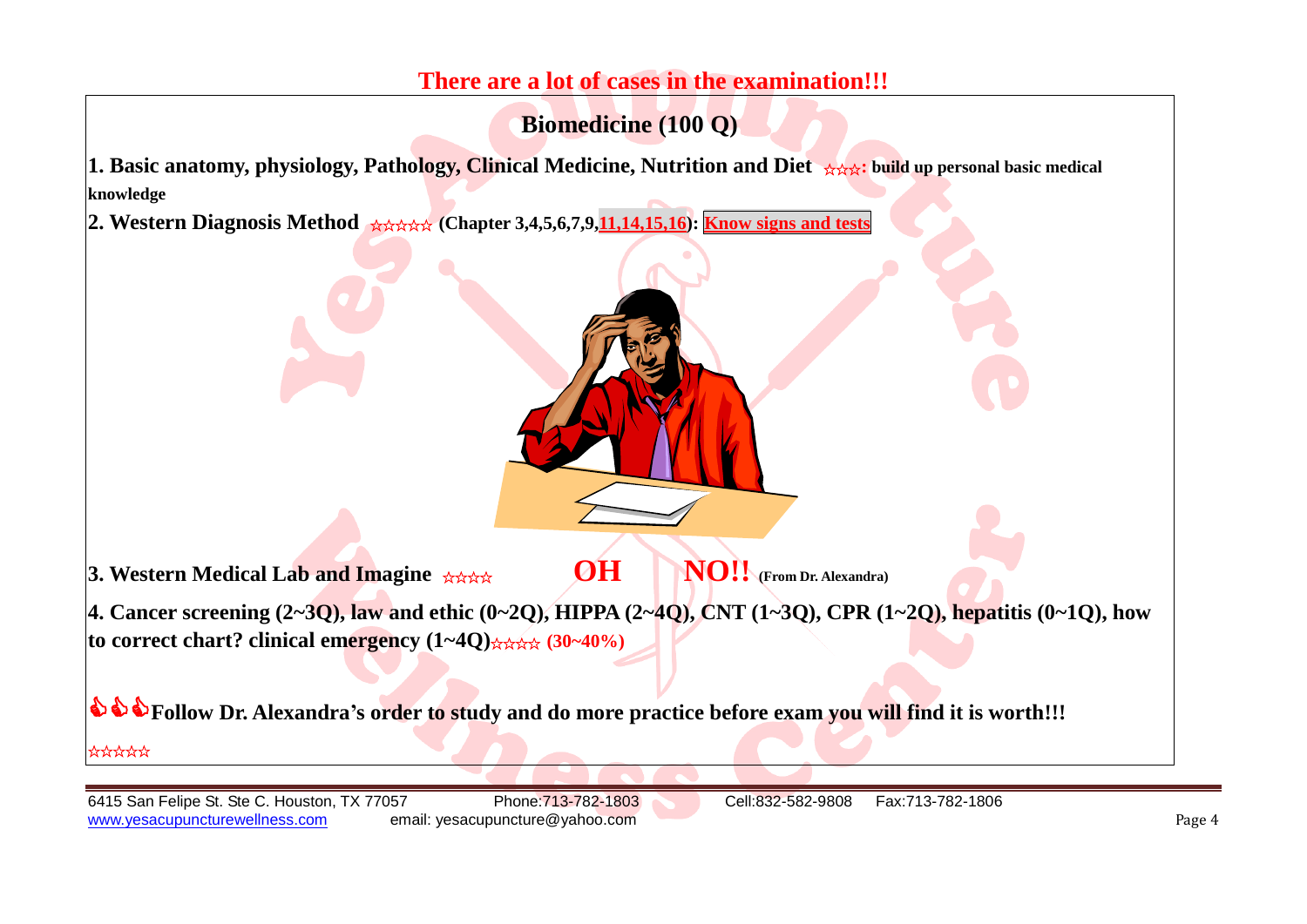**There are a lot of cases in the examination!!!**

## Biomedicine (100 Q)

**1. Basic anatomy, physiology, Pathology, Clinical Medicine, Nutrition and Diet** ☆☆☆**: build up personal basic medical knowledge**

**2. Western Diagnosis Method** ☆☆☆☆☆ **(Chapter 3,4,5,6,7,9,11,14,15,16): Know signs and tests**

**3. Western Medical Lab and Imagine** ☆☆☆☆ **OH NO!! (From Dr. Alexandra)**

**4. Cancer screening (2~3Q), law and ethic (0~2Q), HIPPA (2~4Q), CNT (1~3Q), CPR (1~2Q), hepatitis (0~1Q), how to correct chart? clinical emergency (1~4Q)**☆☆☆☆☆ **(30~40%)**

**Follow Dr. Alexandra's order to study and do more practice before exam you will find it is worth!!!**

☆☆☆☆☆

6415 San Felipe St. Ste C. Houston, TX 77057 Phone:713-782-1803 Cell:832-582-9808 Fax:713-782-1806
www.yesacupuncturewellness.com email: yesacupuncture@yahoo.com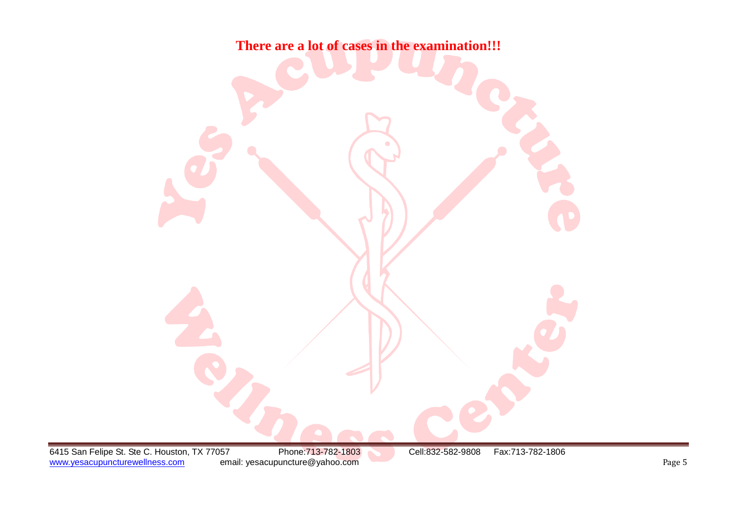**There are a lot of cases in the examination!!!**